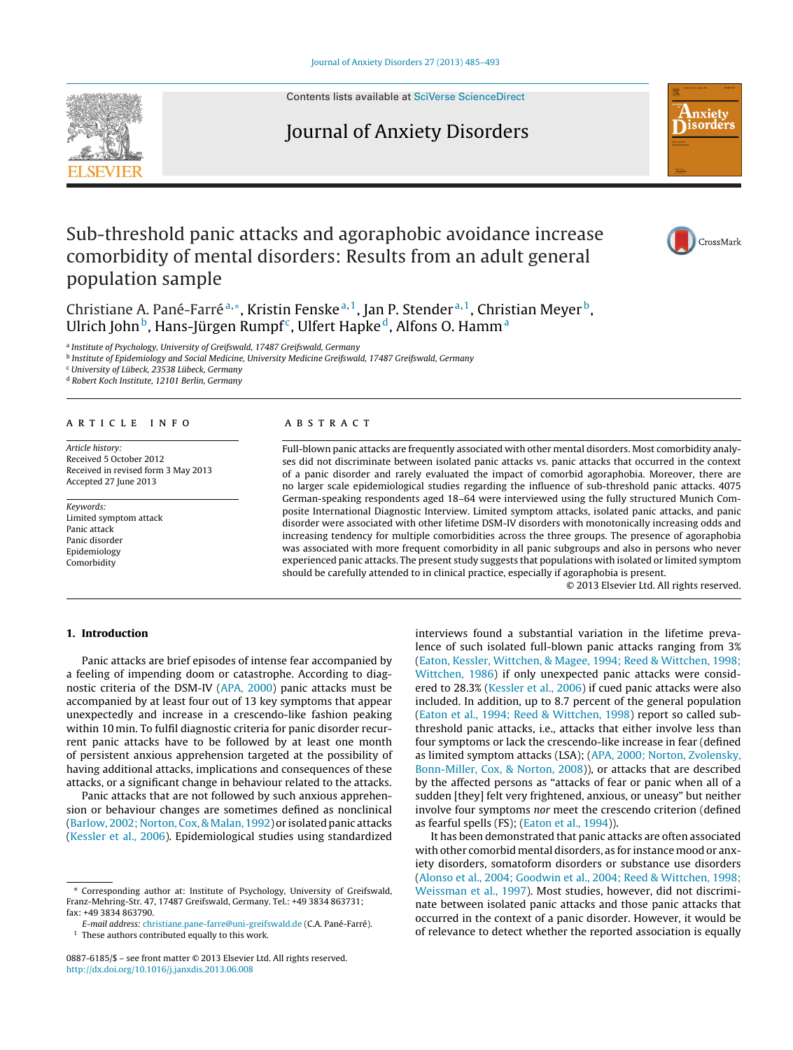# Sub-threshold panic attacks and agoraphobic avoidance increase comorbidity of mental disorders: Results from an adult general population sample

Christiane A. Pané-Farré[a,*], Kristin Fenske[a,1], Jan P. Stender[a,1], Christian Meyer[b], Ulrich John[b], Hans-Jürgen Rumpf[c], Ulfert Hapke[d], Alfons O. Hamm[a]

[a] Institute of Psychology, University of Greifswald, 17487 Greifswald, Germany
[b] Institute of Epidemiology and Social Medicine, University Medicine Greifswald, 17487 Greifswald, Germany
[c] University of Lübeck, 23538 Lübeck, Germany
[d] Robert Koch Institute, 12101 Berlin, Germany

## ARTICLE INFO

*Article history:*
Received 5 October 2012
Received in revised form 3 May 2013
Accepted 27 June 2013

*Keywords:*
Limited symptom attack
Panic attack
Panic disorder
Epidemiology
Comorbidity

## ABSTRACT

Full-blown panic attacks are frequently associated with other mental disorders. Most comorbidity analyses did not discriminate between isolated panic attacks vs. panic attacks that occurred in the context of a panic disorder and rarely evaluated the impact of comorbid agoraphobia. Moreover, there are no larger scale epidemiological studies regarding the influence of sub-threshold panic attacks. 4075 German-speaking respondents aged 18–64 were interviewed using the fully structured Munich Composite International Diagnostic Interview. Limited symptom attacks, isolated panic attacks, and panic disorder were associated with other lifetime DSM-IV disorders with monotonically increasing odds and increasing tendency for multiple comorbidities across the three groups. The presence of agoraphobia was associated with more frequent comorbidity in all panic subgroups and also in persons who never experienced panic attacks. The present study suggests that populations with isolated or limited symptom should be carefully attended to in clinical practice, especially if agoraphobia is present.

© 2013 Elsevier Ltd. All rights reserved.

## 1. Introduction

Panic attacks are brief episodes of intense fear accompanied by a feeling of impending doom or catastrophe. According to diagnostic criteria of the DSM-IV (APA, 2000) panic attacks must be accompanied by at least four out of 13 key symptoms that appear unexpectedly and increase in a crescendo-like fashion peaking within 10 min. To fulfil diagnostic criteria for panic disorder recurrent panic attacks have to be followed by at least one month of persistent anxious apprehension targeted at the possibility of having additional attacks, implications and consequences of these attacks, or a significant change in behaviour related to the attacks.

Panic attacks that are not followed by such anxious apprehension or behaviour changes are sometimes defined as nonclinical (Barlow, 2002; Norton, Cox, & Malan, 1992) or isolated panic attacks (Kessler et al., 2006). Epidemiological studies using standardized interviews found a substantial variation in the lifetime prevalence of such isolated full-blown panic attacks ranging from 3% (Eaton, Kessler, Wittchen, & Magee, 1994; Reed & Wittchen, 1998; Wittchen, 1986) if only unexpected panic attacks were considered to 28.3% (Kessler et al., 2006) if cued panic attacks were also included. In addition, up to 8.7 percent of the general population (Eaton et al., 1994; Reed & Wittchen, 1998) report so called sub-threshold panic attacks, i.e., attacks that either involve less than four symptoms or lack the crescendo-like increase in fear (defined as limited symptom attacks (LSA); (APA, 2000; Norton, Zvolensky, Bonn-Miller, Cox, & Norton, 2008)), or attacks that are described by the affected persons as "attacks of fear or panic when all of a sudden [they] felt very frightened, anxious, or uneasy" but neither involve four symptoms *nor* meet the crescendo criterion (defined as fearful spells (FS); (Eaton et al., 1994)).

It has been demonstrated that panic attacks are often associated with other comorbid mental disorders, as for instance mood or anxiety disorders, somatoform disorders or substance use disorders (Alonso et al., 2004; Goodwin et al., 2004; Reed & Wittchen, 1998; Weissman et al., 1997). Most studies, however, did not discriminate between isolated panic attacks and those panic attacks that occurred in the context of a panic disorder. However, it would be of relevance to detect whether the reported association is equally

---

* Corresponding author at: Institute of Psychology, University of Greifswald, Franz-Mehring-Str. 47, 17487 Greifswald, Germany. Tel.: +49 3834 863731; fax: +49 3834 863790.
E-mail address: christiane.pane-farre@uni-greifswald.de (C.A. Pané-Farré).
[1] These authors contributed equally to this work.

0887-6185/$ – see front matter © 2013 Elsevier Ltd. All rights reserved.
http://dx.doi.org/10.1016/j.janxdis.2013.06.008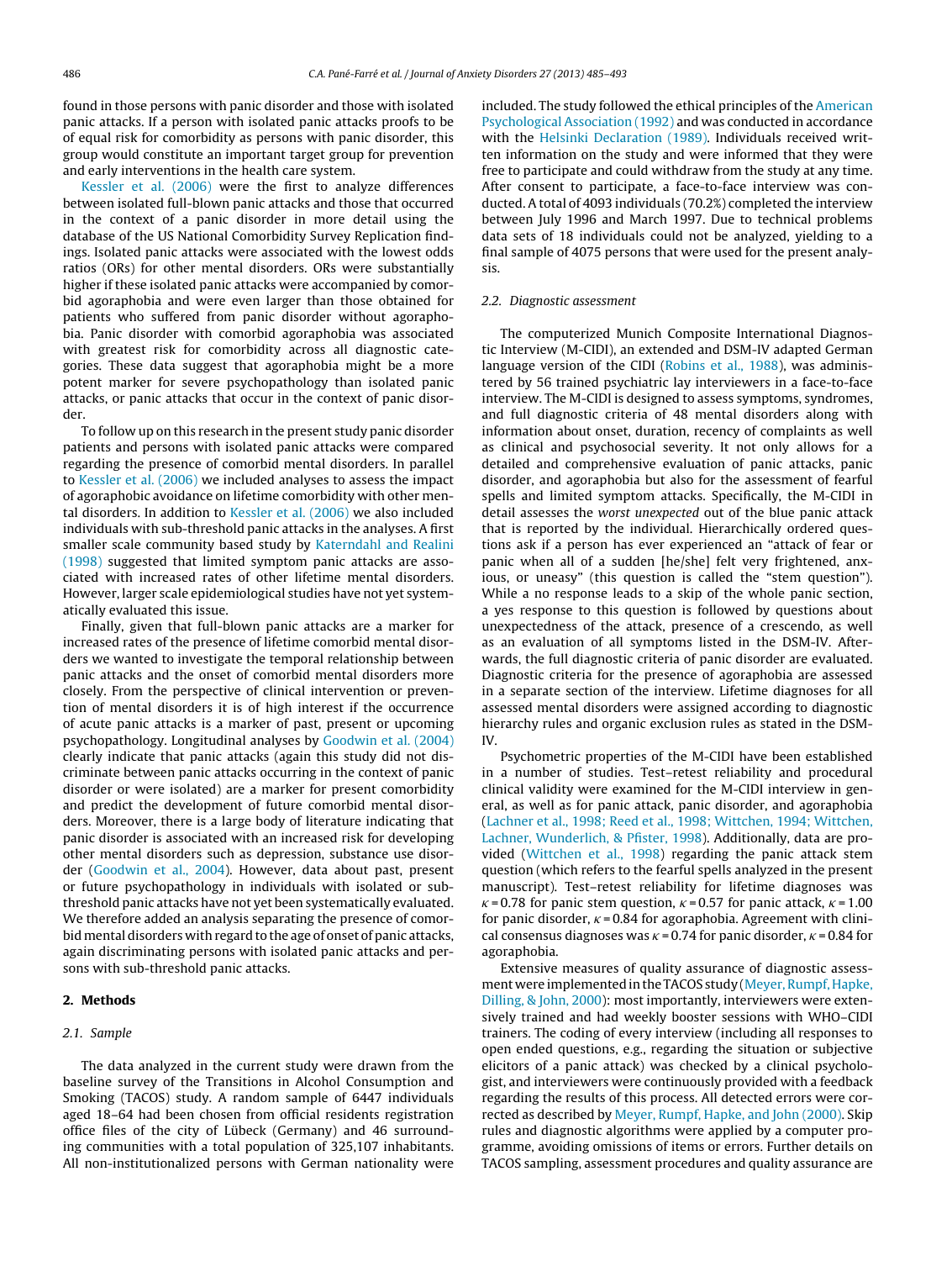found in those persons with panic disorder and those with isolated panic attacks. If a person with isolated panic attacks proofs to be of equal risk for comorbidity as persons with panic disorder, this group would constitute an important target group for prevention and early interventions in the health care system.

Kessler et al. (2006) were the first to analyze differences between isolated full-blown panic attacks and those that occurred in the context of a panic disorder in more detail using the database of the US National Comorbidity Survey Replication findings. Isolated panic attacks were associated with the lowest odds ratios (ORs) for other mental disorders. ORs were substantially higher if these isolated panic attacks were accompanied by comorbid agoraphobia and were even larger than those obtained for patients who suffered from panic disorder without agoraphobia. Panic disorder with comorbid agoraphobia was associated with greatest risk for comorbidity across all diagnostic categories. These data suggest that agoraphobia might be a more potent marker for severe psychopathology than isolated panic attacks, or panic attacks that occur in the context of panic disorder.

To follow up on this research in the present study panic disorder patients and persons with isolated panic attacks were compared regarding the presence of comorbid mental disorders. In parallel to Kessler et al. (2006) we included analyses to assess the impact of agoraphobic avoidance on lifetime comorbidity with other mental disorders. In addition to Kessler et al. (2006) we also included individuals with sub-threshold panic attacks in the analyses. A first smaller scale community based study by Katerndahl and Realini (1998) suggested that limited symptom panic attacks are associated with increased rates of other lifetime mental disorders. However, larger scale epidemiological studies have not yet systematically evaluated this issue.

Finally, given that full-blown panic attacks are a marker for increased rates of the presence of lifetime comorbid mental disorders we wanted to investigate the temporal relationship between panic attacks and the onset of comorbid mental disorders more closely. From the perspective of clinical intervention or prevention of mental disorders it is of high interest if the occurrence of acute panic attacks is a marker of past, present or upcoming psychopathology. Longitudinal analyses by Goodwin et al. (2004) clearly indicate that panic attacks (again this study did not discriminate between panic attacks occurring in the context of panic disorder or were isolated) are a marker for present comorbidity and predict the development of future comorbid mental disorders. Moreover, there is a large body of literature indicating that panic disorder is associated with an increased risk for developing other mental disorders such as depression, substance use disorder (Goodwin et al., 2004). However, data about past, present or future psychopathology in individuals with isolated or sub-threshold panic attacks have not yet been systematically evaluated. We therefore added an analysis separating the presence of comorbid mental disorders with regard to the age of onset of panic attacks, again discriminating persons with isolated panic attacks and persons with sub-threshold panic attacks.

## 2. Methods

### 2.1. Sample

The data analyzed in the current study were drawn from the baseline survey of the Transitions in Alcohol Consumption and Smoking (TACOS) study. A random sample of 6447 individuals aged 18–64 had been chosen from official residents registration office files of the city of Lübeck (Germany) and 46 surrounding communities with a total population of 325,107 inhabitants. All non-institutionalized persons with German nationality were included. The study followed the ethical principles of the American Psychological Association (1992) and was conducted in accordance with the Helsinki Declaration (1989). Individuals received written information on the study and were informed that they were free to participate and could withdraw from the study at any time. After consent to participate, a face-to-face interview was conducted. A total of 4093 individuals (70.2%) completed the interview between July 1996 and March 1997. Due to technical problems data sets of 18 individuals could not be analyzed, yielding to a final sample of 4075 persons that were used for the present analysis.

### 2.2. Diagnostic assessment

The computerized Munich Composite International Diagnostic Interview (M-CIDI), an extended and DSM-IV adapted German language version of the CIDI (Robins et al., 1988), was administered by 56 trained psychiatric lay interviewers in a face-to-face interview. The M-CIDI is designed to assess symptoms, syndromes, and full diagnostic criteria of 48 mental disorders along with information about onset, duration, recency of complaints as well as clinical and psychosocial severity. It not only allows for a detailed and comprehensive evaluation of panic attacks, panic disorder, and agoraphobia but also for the assessment of fearful spells and limited symptom attacks. Specifically, the M-CIDI in detail assesses the *worst unexpected* out of the blue panic attack that is reported by the individual. Hierarchically ordered questions ask if a person has ever experienced an "attack of fear or panic when all of a sudden [he/she] felt very frightened, anxious, or uneasy" (this question is called the "stem question"). While a no response leads to a skip of the whole panic section, a yes response to this question is followed by questions about unexpectedness of the attack, presence of a crescendo, as well as an evaluation of all symptoms listed in the DSM-IV. Afterwards, the full diagnostic criteria of panic disorder are evaluated. Diagnostic criteria for the presence of agoraphobia are assessed in a separate section of the interview. Lifetime diagnoses for all assessed mental disorders were assigned according to diagnostic hierarchy rules and organic exclusion rules as stated in the DSM-IV.

Psychometric properties of the M-CIDI have been established in a number of studies. Test–retest reliability and procedural clinical validity were examined for the M-CIDI interview in general, as well as for panic attack, panic disorder, and agoraphobia (Lachner et al., 1998; Reed et al., 1998; Wittchen, 1994; Wittchen, Lachner, Wunderlich, & Pfister, 1998). Additionally, data are provided (Wittchen et al., 1998) regarding the panic attack stem question (which refers to the fearful spells analyzed in the present manuscript). Test–retest reliability for lifetime diagnoses was $\kappa = 0.78$ for panic stem question, $\kappa = 0.57$ for panic attack, $\kappa = 1.00$ for panic disorder, $\kappa = 0.84$ for agoraphobia. Agreement with clinical consensus diagnoses was $\kappa = 0.74$ for panic disorder, $\kappa = 0.84$ for agoraphobia.

Extensive measures of quality assurance of diagnostic assessment were implemented in the TACOS study (Meyer, Rumpf, Hapke, Dilling, & John, 2000): most importantly, interviewers were extensively trained and had weekly booster sessions with WHO–CIDI trainers. The coding of every interview (including all responses to open ended questions, e.g., regarding the situation or subjective elicitors of a panic attack) was checked by a clinical psychologist, and interviewers were continuously provided with a feedback regarding the results of this process. All detected errors were corrected as described by Meyer, Rumpf, Hapke, and John (2000). Skip rules and diagnostic algorithms were applied by a computer programme, avoiding omissions of items or errors. Further details on TACOS sampling, assessment procedures and quality assurance are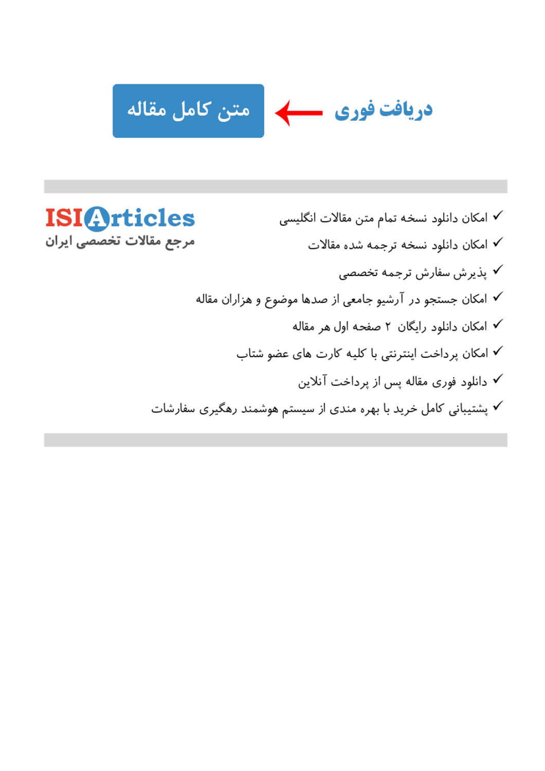دریافت فوری ← **متن کامل مقاله**

**ISIArticles**
مرجع مقالات تخصصی ایران

- ✓ امکان دانلود نسخه تمام متن مقالات انگلیسی
- ✓ امکان دانلود نسخه ترجمه شده مقالات
- ✓ پذیرش سفارش ترجمه تخصصی
- ✓ امکان جستجو در آرشیو جامعی از صدها موضوع و هزاران مقاله
- ✓ امکان دانلود رایگان ۲ صفحه اول هر مقاله
- ✓ امکان پرداخت اینترنتی با کلیه کارت های عضو شتاب
- ✓ دانلود فوری مقاله پس از پرداخت آنلاین
- ✓ پشتیبانی کامل خرید با بهره مندی از سیستم هوشمند رهگیری سفارشات